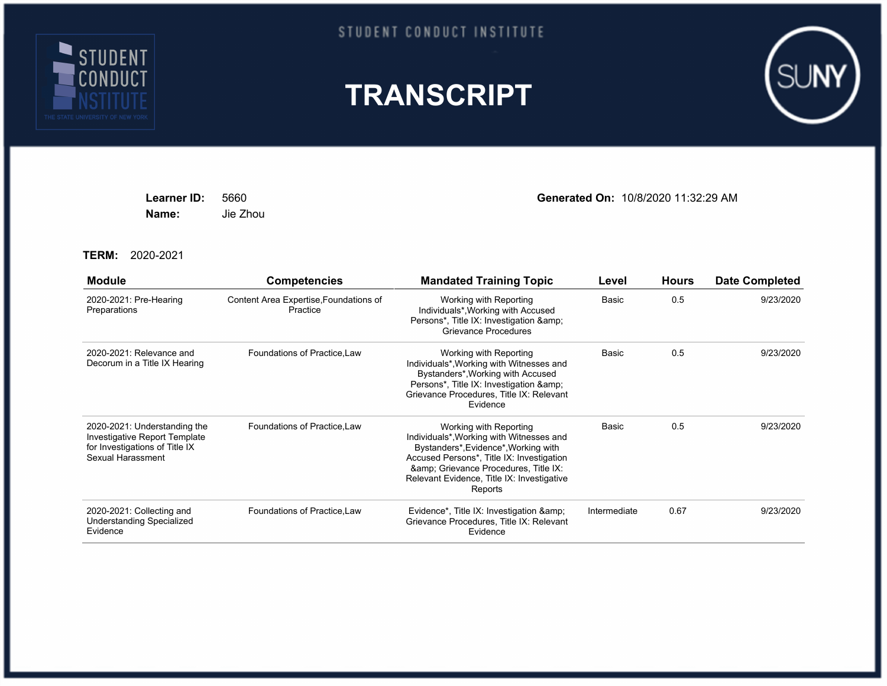STUDENT CONDUCT INSTITUTE

# TRANSCRIPT

**Learner ID:** 5660
**Name:** Jie Zhou

**Generated On:** 10/8/2020 11:32:29 AM

**TERM:** 2020-2021

| Module | Competencies | Mandated Training Topic | Level | Hours | Date Completed |
|---|---|---|---|---|---|
| 2020-2021: Pre-Hearing Preparations | Content Area Expertise,Foundations of Practice | Working with Reporting Individuals*,Working with Accused Persons*, Title IX: Investigation &amp; Grievance Procedures | Basic | 0.5 | 9/23/2020 |
| 2020-2021: Relevance and Decorum in a Title IX Hearing | Foundations of Practice,Law | Working with Reporting Individuals*,Working with Witnesses and Bystanders*,Working with Accused Persons*, Title IX: Investigation &amp; Grievance Procedures, Title IX: Relevant Evidence | Basic | 0.5 | 9/23/2020 |
| 2020-2021: Understanding the Investigative Report Template for Investigations of Title IX Sexual Harassment | Foundations of Practice,Law | Working with Reporting Individuals*,Working with Witnesses and Bystanders*,Evidence*,Working with Accused Persons*, Title IX: Investigation &amp; Grievance Procedures, Title IX: Relevant Evidence, Title IX: Investigative Reports | Basic | 0.5 | 9/23/2020 |
| 2020-2021: Collecting and Understanding Specialized Evidence | Foundations of Practice,Law | Evidence*, Title IX: Investigation &amp; Grievance Procedures, Title IX: Relevant Evidence | Intermediate | 0.67 | 9/23/2020 |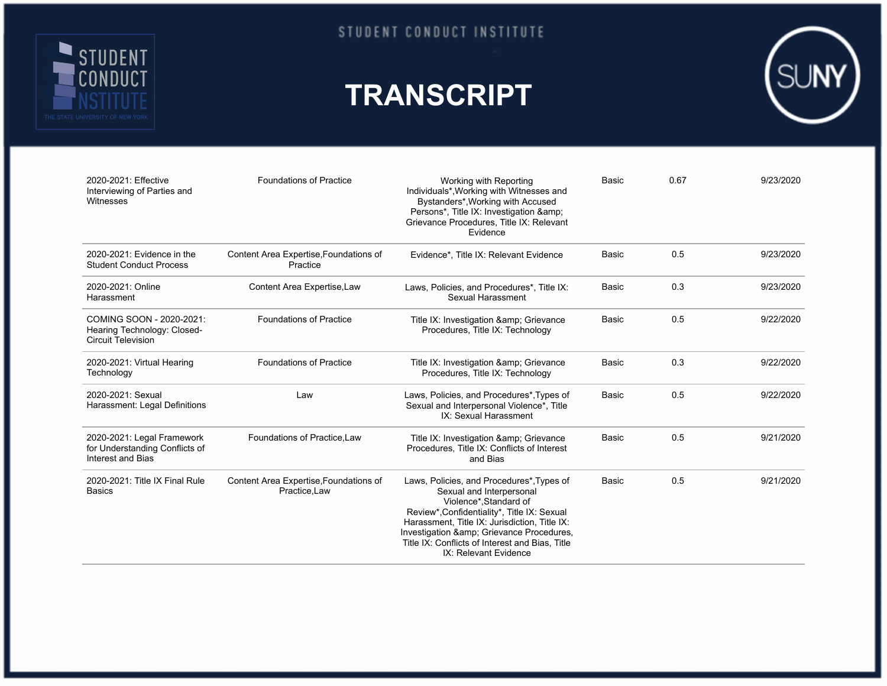# TRANSCRIPT

| | | | | | |
|---|---|---|---|---|---|
| 2020-2021: Effective Interviewing of Parties and Witnesses | Foundations of Practice | Working with Reporting Individuals*,Working with Witnesses and Bystanders*,Working with Accused Persons*, Title IX: Investigation &amp; Grievance Procedures, Title IX: Relevant Evidence | Basic | 0.67 | 9/23/2020 |
| 2020-2021: Evidence in the Student Conduct Process | Content Area Expertise,Foundations of Practice | Evidence*, Title IX: Relevant Evidence | Basic | 0.5 | 9/23/2020 |
| 2020-2021: Online Harassment | Content Area Expertise,Law | Laws, Policies, and Procedures*, Title IX: Sexual Harassment | Basic | 0.3 | 9/23/2020 |
| COMING SOON - 2020-2021: Hearing Technology: Closed-Circuit Television | Foundations of Practice | Title IX: Investigation &amp; Grievance Procedures, Title IX: Technology | Basic | 0.5 | 9/22/2020 |
| 2020-2021: Virtual Hearing Technology | Foundations of Practice | Title IX: Investigation &amp; Grievance Procedures, Title IX: Technology | Basic | 0.3 | 9/22/2020 |
| 2020-2021: Sexual Harassment: Legal Definitions | Law | Laws, Policies, and Procedures*,Types of Sexual and Interpersonal Violence*, Title IX: Sexual Harassment | Basic | 0.5 | 9/22/2020 |
| 2020-2021: Legal Framework for Understanding Conflicts of Interest and Bias | Foundations of Practice,Law | Title IX: Investigation &amp; Grievance Procedures, Title IX: Conflicts of Interest and Bias | Basic | 0.5 | 9/21/2020 |
| 2020-2021: Title IX Final Rule Basics | Content Area Expertise,Foundations of Practice,Law | Laws, Policies, and Procedures*,Types of Sexual and Interpersonal Violence*,Standard of Review*,Confidentiality*, Title IX: Sexual Harassment, Title IX: Jurisdiction, Title IX: Investigation &amp; Grievance Procedures, Title IX: Conflicts of Interest and Bias, Title IX: Relevant Evidence | Basic | 0.5 | 9/21/2020 |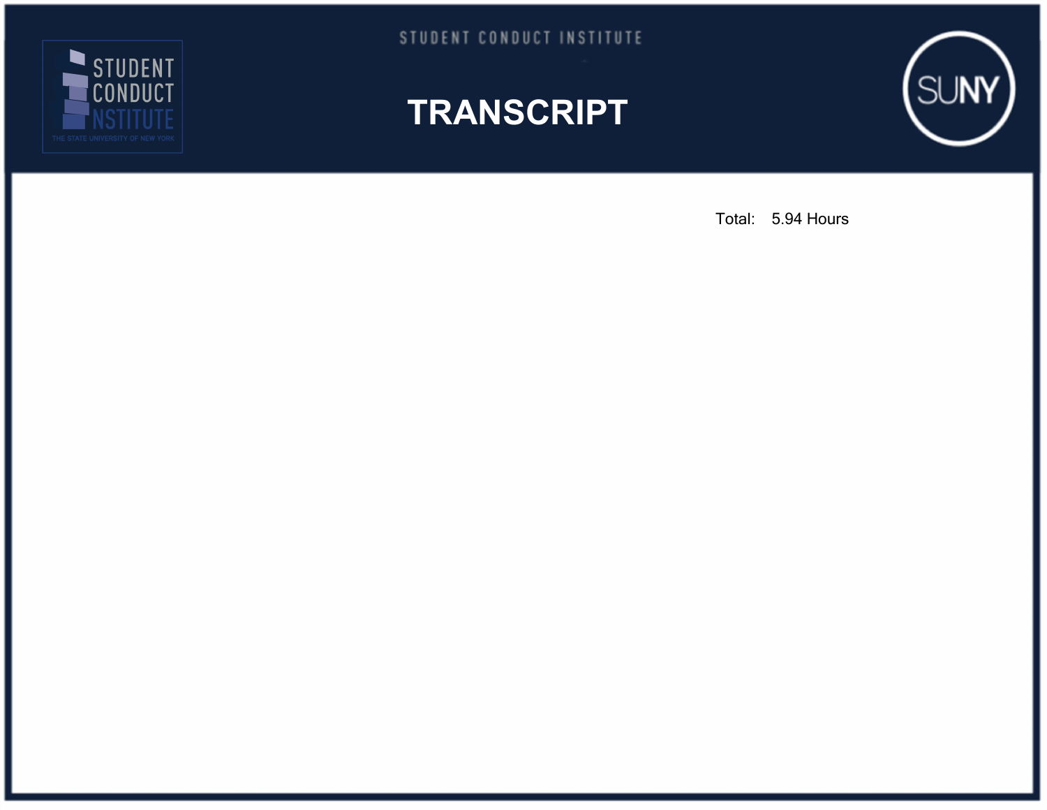Total: 5.94 Hours